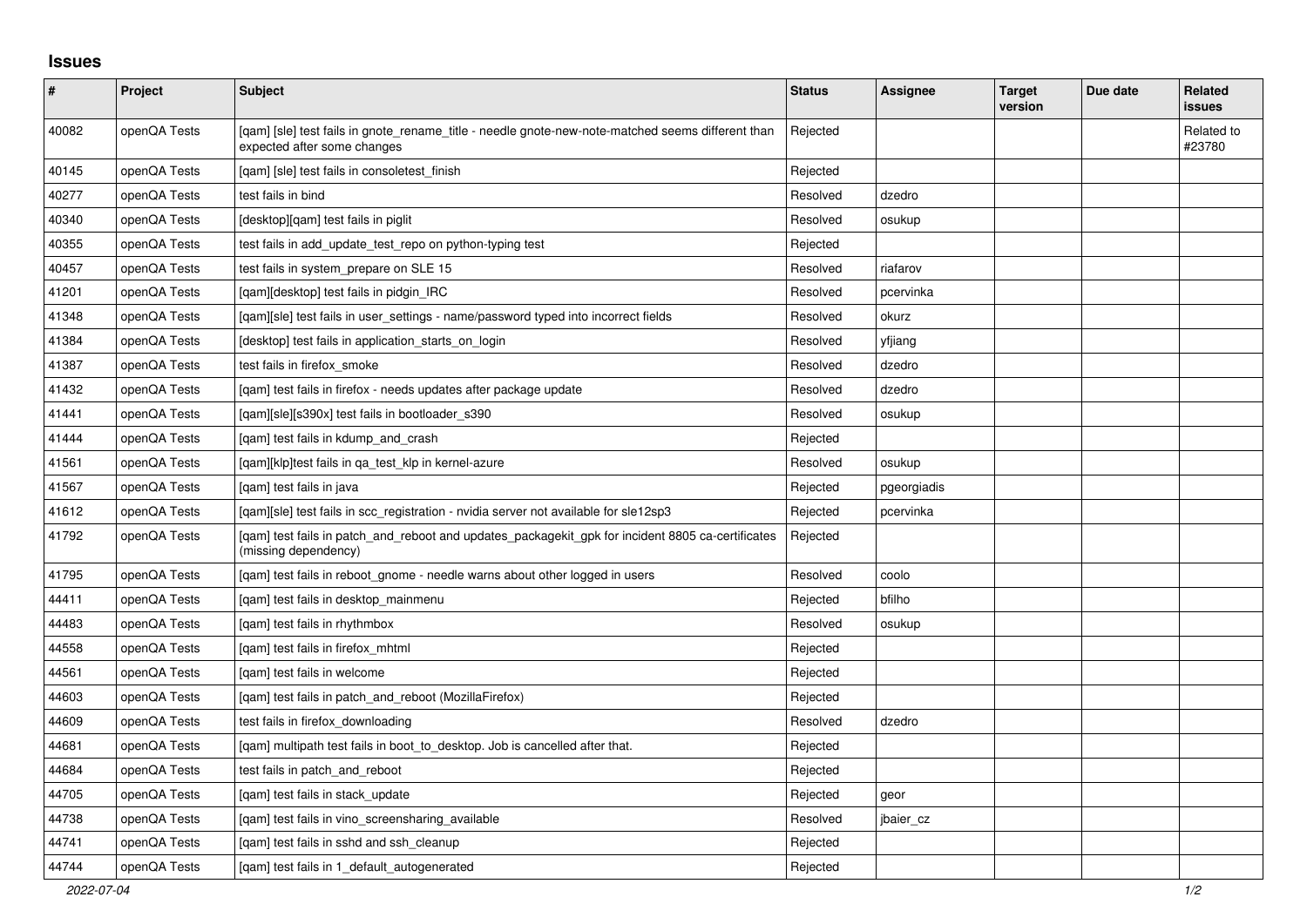## Issues

| # | Project | Subject | Status | Assignee | Target version | Due date | Related issues |
|---|---|---|---|---|---|---|---|
| 40082 | openQA Tests | [qam] [sle] test fails in gnote_rename_title - needle gnote-new-note-matched seems different than expected after some changes | Rejected | | | | Related to #23780 |
| 40145 | openQA Tests | [qam] [sle] test fails in consoletest_finish | Rejected | | | | |
| 40277 | openQA Tests | test fails in bind | Resolved | dzedro | | | |
| 40340 | openQA Tests | [desktop][qam] test fails in piglit | Resolved | osukup | | | |
| 40355 | openQA Tests | test fails in add_update_test_repo on python-typing test | Rejected | | | | |
| 40457 | openQA Tests | test fails in system_prepare on SLE 15 | Resolved | riafarov | | | |
| 41201 | openQA Tests | [qam][desktop] test fails in pidgin_IRC | Resolved | pcervinka | | | |
| 41348 | openQA Tests | [qam][sle] test fails in user_settings - name/password typed into incorrect fields | Resolved | okurz | | | |
| 41384 | openQA Tests | [desktop] test fails in application_starts_on_login | Resolved | yfjiang | | | |
| 41387 | openQA Tests | test fails in firefox_smoke | Resolved | dzedro | | | |
| 41432 | openQA Tests | [qam] test fails in firefox - needs updates after package update | Resolved | dzedro | | | |
| 41441 | openQA Tests | [qam][sle][s390x] test fails in bootloader_s390 | Resolved | osukup | | | |
| 41444 | openQA Tests | [qam] test fails in kdump_and_crash | Rejected | | | | |
| 41561 | openQA Tests | [qam][klp]test fails in qa_test_klp in kernel-azure | Resolved | osukup | | | |
| 41567 | openQA Tests | [qam] test fails in java | Rejected | pgeorgiadis | | | |
| 41612 | openQA Tests | [qam][sle] test fails in scc_registration - nvidia server not available for sle12sp3 | Rejected | pcervinka | | | |
| 41792 | openQA Tests | [qam] test fails in patch_and_reboot and updates_packagekit_gpk for incident 8805 ca-certificates (missing dependency) | Rejected | | | | |
| 41795 | openQA Tests | [qam] test fails in reboot_gnome - needle warns about other logged in users | Resolved | coolo | | | |
| 44411 | openQA Tests | [qam] test fails in desktop_mainmenu | Rejected | bfilho | | | |
| 44483 | openQA Tests | [qam] test fails in rhythmbox | Resolved | osukup | | | |
| 44558 | openQA Tests | [qam] test fails in firefox_mhtml | Rejected | | | | |
| 44561 | openQA Tests | [qam] test fails in welcome | Rejected | | | | |
| 44603 | openQA Tests | [qam] test fails in patch_and_reboot (MozillaFirefox) | Rejected | | | | |
| 44609 | openQA Tests | test fails in firefox_downloading | Resolved | dzedro | | | |
| 44681 | openQA Tests | [qam] multipath test fails in boot_to_desktop. Job is cancelled after that. | Rejected | | | | |
| 44684 | openQA Tests | test fails in patch_and_reboot | Rejected | | | | |
| 44705 | openQA Tests | [qam] test fails in stack_update | Rejected | geor | | | |
| 44738 | openQA Tests | [qam] test fails in vino_screensharing_available | Resolved | jbaier_cz | | | |
| 44741 | openQA Tests | [qam] test fails in sshd and ssh_cleanup | Rejected | | | | |
| 44744 | openQA Tests | [qam] test fails in 1_default_autogenerated | Rejected | | | | |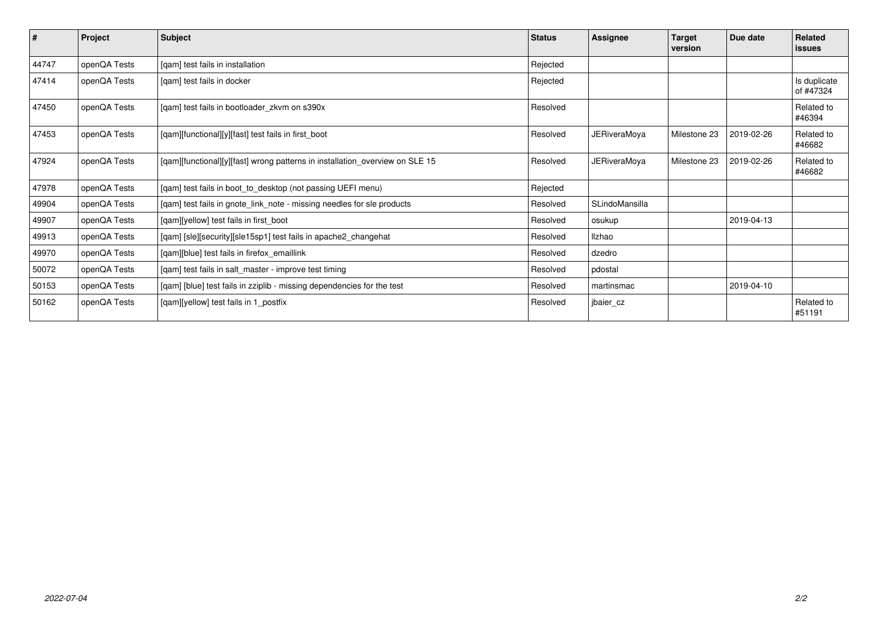| # | Project | Subject | Status | Assignee | Target version | Due date | Related issues |
|---|---|---|---|---|---|---|---|
| 44747 | openQA Tests | [qam] test fails in installation | Rejected | | | | |
| 47414 | openQA Tests | [qam] test fails in docker | Rejected | | | | Is duplicate of #47324 |
| 47450 | openQA Tests | [qam] test fails in bootloader_zkvm on s390x | Resolved | | | | Related to #46394 |
| 47453 | openQA Tests | [qam][functional][y][fast] test fails in first_boot | Resolved | JERiveraMoya | Milestone 23 | 2019-02-26 | Related to #46682 |
| 47924 | openQA Tests | [qam][functional][y][fast] wrong patterns in installation_overview on SLE 15 | Resolved | JERiveraMoya | Milestone 23 | 2019-02-26 | Related to #46682 |
| 47978 | openQA Tests | [qam] test fails in boot_to_desktop (not passing UEFI menu) | Rejected | | | | |
| 49904 | openQA Tests | [qam] test fails in gnote_link_note - missing needles for sle products | Resolved | SLindoMansilla | | | |
| 49907 | openQA Tests | [qam][yellow] test fails in first_boot | Resolved | osukup | | 2019-04-13 | |
| 49913 | openQA Tests | [qam] [sle][security][sle15sp1] test fails in apache2_changehat | Resolved | llzhao | | | |
| 49970 | openQA Tests | [qam][blue] test fails in firefox_emaillink | Resolved | dzedro | | | |
| 50072 | openQA Tests | [qam] test fails in salt_master - improve test timing | Resolved | pdostal | | | |
| 50153 | openQA Tests | [qam] [blue] test fails in zziplib - missing dependencies for the test | Resolved | martinsmac | | 2019-04-10 | |
| 50162 | openQA Tests | [qam][yellow] test fails in 1_postfix | Resolved | jbaier_cz | | | Related to #51191 |